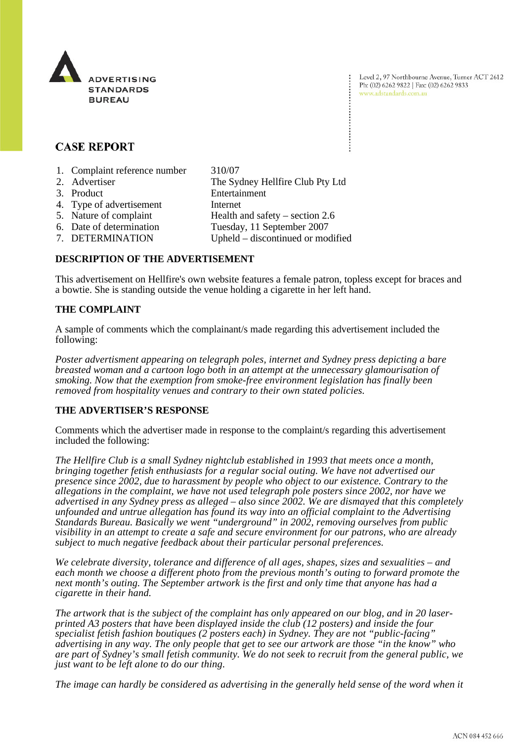ADVERTISING STANDARDS BUREAU

Level 2, 97 Northbourne Avenue, Turner ACT 2612
Ph: (02) 6262 9822 | Fax: (02) 6262 9833
www.adstandards.com.au

# CASE REPORT

| | |
|---|---|
| 1. Complaint reference number | 310/07 |
| 2. Advertiser | The Sydney Hellfire Club Pty Ltd |
| 3. Product | Entertainment |
| 4. Type of advertisement | Internet |
| 5. Nature of complaint | Health and safety – section 2.6 |
| 6. Date of determination | Tuesday, 11 September 2007 |
| 7. DETERMINATION | Upheld – discontinued or modified |

## DESCRIPTION OF THE ADVERTISEMENT

This advertisement on Hellfire's own website features a female patron, topless except for braces and a bowtie. She is standing outside the venue holding a cigarette in her left hand.

## THE COMPLAINT

A sample of comments which the complainant/s made regarding this advertisement included the following:

*Poster advertisment appearing on telegraph poles, internet and Sydney press depicting a bare breasted woman and a cartoon logo both in an attempt at the unnecessary glamourisation of smoking. Now that the exemption from smoke-free environment legislation has finally been removed from hospitality venues and contrary to their own stated policies.*

## THE ADVERTISER'S RESPONSE

Comments which the advertiser made in response to the complaint/s regarding this advertisement included the following:

*The Hellfire Club is a small Sydney nightclub established in 1993 that meets once a month, bringing together fetish enthusiasts for a regular social outing. We have not advertised our presence since 2002, due to harassment by people who object to our existence. Contrary to the allegations in the complaint, we have not used telegraph pole posters since 2002, nor have we advertised in any Sydney press as alleged – also since 2002. We are dismayed that this completely unfounded and untrue allegation has found its way into an official complaint to the Advertising Standards Bureau. Basically we went "underground" in 2002, removing ourselves from public visibility in an attempt to create a safe and secure environment for our patrons, who are already subject to much negative feedback about their particular personal preferences.*

*We celebrate diversity, tolerance and difference of all ages, shapes, sizes and sexualities – and each month we choose a different photo from the previous month's outing to forward promote the next month's outing. The September artwork is the first and only time that anyone has had a cigarette in their hand.*

*The artwork that is the subject of the complaint has only appeared on our blog, and in 20 laser-printed A3 posters that have been displayed inside the club (12 posters) and inside the four specialist fetish fashion boutiques (2 posters each) in Sydney. They are not "public-facing" advertising in any way. The only people that get to see our artwork are those "in the know" who are part of Sydney's small fetish community. We do not seek to recruit from the general public, we just want to be left alone to do our thing.*

*The image can hardly be considered as advertising in the generally held sense of the word when it*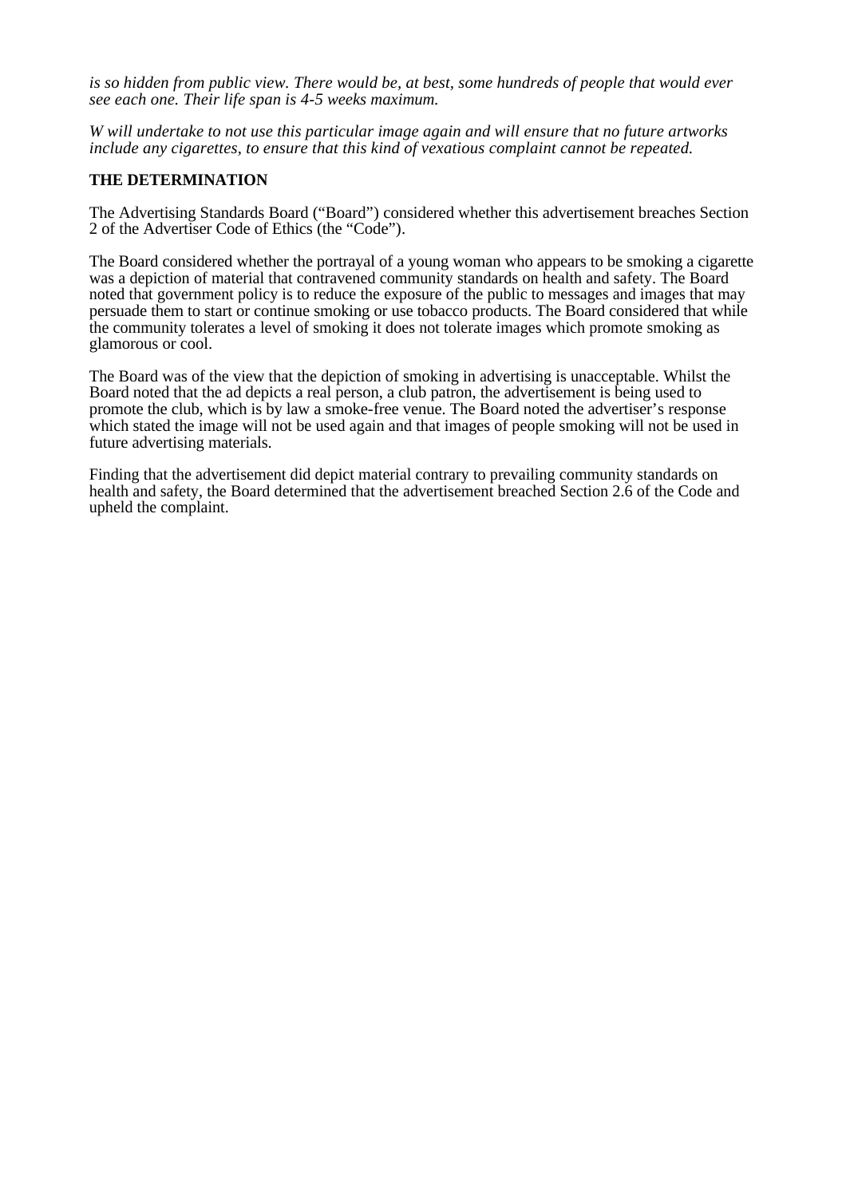*is so hidden from public view. There would be, at best, some hundreds of people that would ever see each one. Their life span is 4-5 weeks maximum.*

*W will undertake to not use this particular image again and will ensure that no future artworks include any cigarettes, to ensure that this kind of vexatious complaint cannot be repeated.*

**THE DETERMINATION**

The Advertising Standards Board ("Board") considered whether this advertisement breaches Section 2 of the Advertiser Code of Ethics (the "Code").

The Board considered whether the portrayal of a young woman who appears to be smoking a cigarette was a depiction of material that contravened community standards on health and safety. The Board noted that government policy is to reduce the exposure of the public to messages and images that may persuade them to start or continue smoking or use tobacco products. The Board considered that while the community tolerates a level of smoking it does not tolerate images which promote smoking as glamorous or cool.

The Board was of the view that the depiction of smoking in advertising is unacceptable. Whilst the Board noted that the ad depicts a real person, a club patron, the advertisement is being used to promote the club, which is by law a smoke-free venue. The Board noted the advertiser's response which stated the image will not be used again and that images of people smoking will not be used in future advertising materials.

Finding that the advertisement did depict material contrary to prevailing community standards on health and safety, the Board determined that the advertisement breached Section 2.6 of the Code and upheld the complaint.